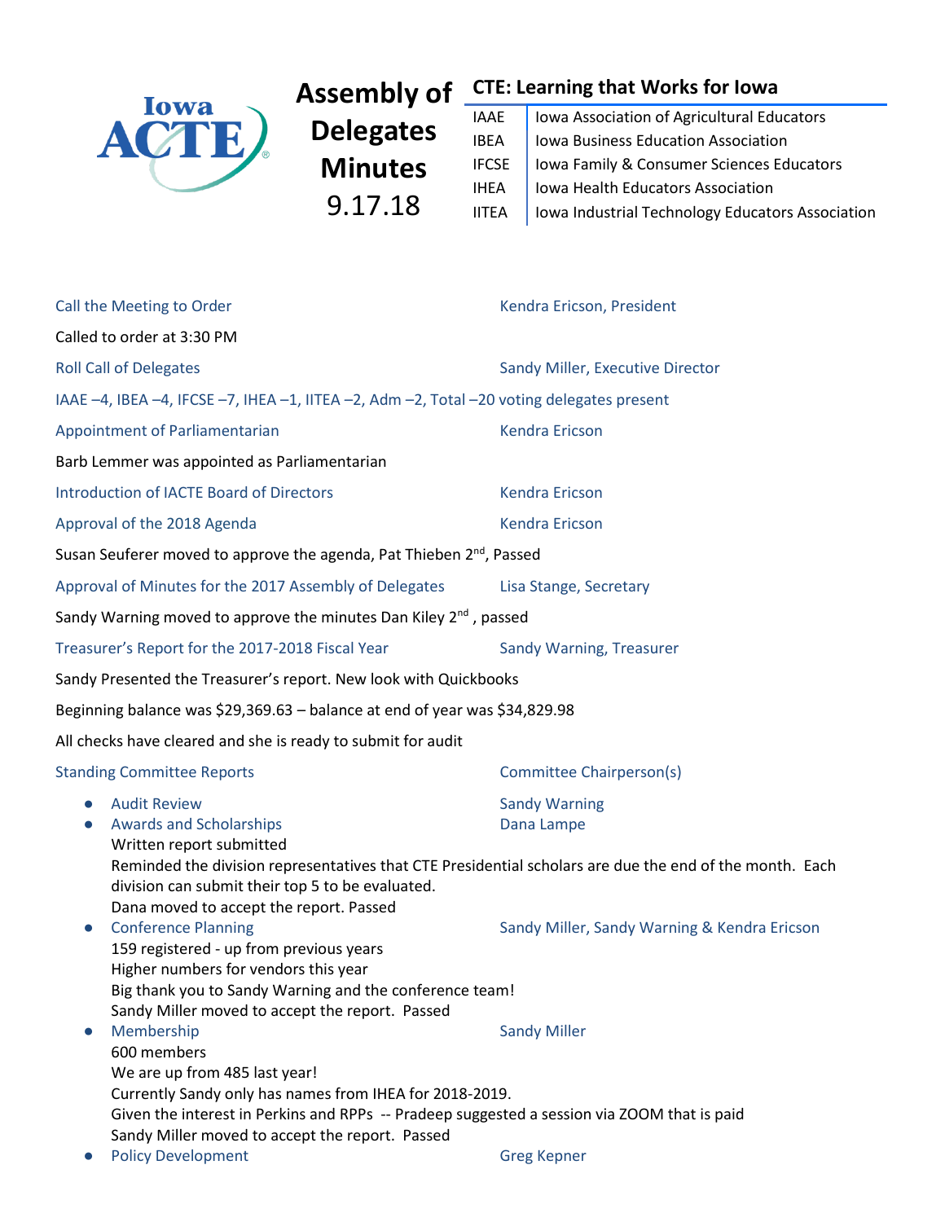# Assembly of Delegates Minutes 9.17.18

## CTE: Learning that Works for Iowa

| | |
|---|---|
| IAAE | Iowa Association of Agricultural Educators |
| IBEA | Iowa Business Education Association |
| IFCSE | Iowa Family & Consumer Sciences Educators |
| IHEA | Iowa Health Educators Association |
| IITEA | Iowa Industrial Technology Educators Association |

**Call the Meeting to Order** — Kendra Ericson, President

Called to order at 3:30 PM

**Roll Call of Delegates** — Sandy Miller, Executive Director

IAAE –4, IBEA –4, IFCSE –7, IHEA –1, IITEA –2, Adm –2, Total –20 voting delegates present

**Appointment of Parliamentarian** — Kendra Ericson

Barb Lemmer was appointed as Parliamentarian

**Introduction of IACTE Board of Directors** — Kendra Ericson

**Approval of the 2018 Agenda** — Kendra Ericson

Susan Seuferer moved to approve the agenda, Pat Thieben 2nd, Passed

**Approval of Minutes for the 2017 Assembly of Delegates** — Lisa Stange, Secretary

Sandy Warning moved to approve the minutes Dan Kiley 2nd , passed

**Treasurer's Report for the 2017-2018 Fiscal Year** — Sandy Warning, Treasurer

Sandy Presented the Treasurer's report. New look with Quickbooks

Beginning balance was $29,369.63 – balance at end of year was $34,829.98

All checks have cleared and she is ready to submit for audit

**Standing Committee Reports** — Committee Chairperson(s)

- **Audit Review** — Sandy Warning
- **Awards and Scholarships** — Dana Lampe
  Written report submitted
  Reminded the division representatives that CTE Presidential scholars are due the end of the month. Each division can submit their top 5 to be evaluated.
  Dana moved to accept the report. Passed
- **Conference Planning** — Sandy Miller, Sandy Warning & Kendra Ericson
  159 registered - up from previous years
  Higher numbers for vendors this year
  Big thank you to Sandy Warning and the conference team!
  Sandy Miller moved to accept the report. Passed
- **Membership** — Sandy Miller
  600 members
  We are up from 485 last year!
  Currently Sandy only has names from IHEA for 2018-2019.
  Given the interest in Perkins and RPPs -- Pradeep suggested a session via ZOOM that is paid
  Sandy Miller moved to accept the report. Passed
- **Policy Development** — Greg Kepner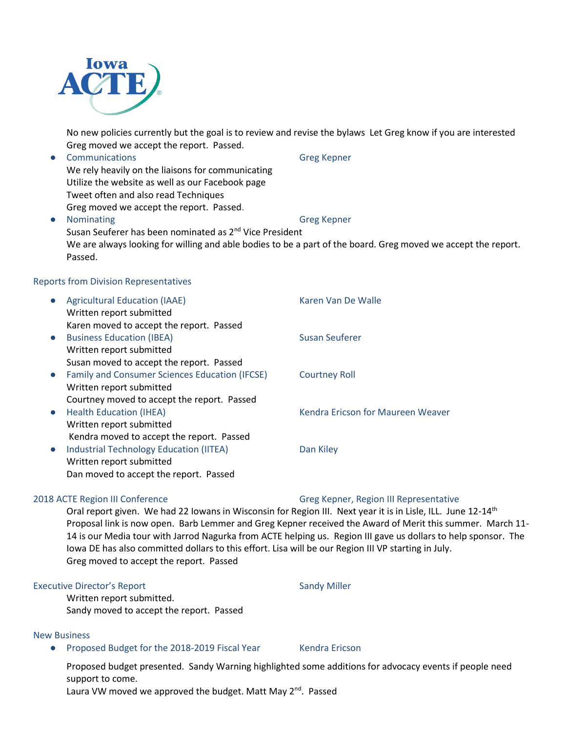No new policies currently but the goal is to review and revise the bylaws Let Greg know if you are interested
Greg moved we accept the report. Passed.

- Communications — Greg Kepner
  We rely heavily on the liaisons for communicating
  Utilize the website as well as our Facebook page
  Tweet often and also read Techniques
  Greg moved we accept the report. Passed.
- Nominating — Greg Kepner
  Susan Seuferer has been nominated as 2nd Vice President
  We are always looking for willing and able bodies to be a part of the board. Greg moved we accept the report. Passed.

### Reports from Division Representatives

- Agricultural Education (IAAE) — Karen Van De Walle
  Written report submitted
  Karen moved to accept the report. Passed
- Business Education (IBEA) — Susan Seuferer
  Written report submitted
  Susan moved to accept the report. Passed
- Family and Consumer Sciences Education (IFCSE) — Courtney Roll
  Written report submitted
  Courtney moved to accept the report. Passed
- Health Education (IHEA) — Kendra Ericson for Maureen Weaver
  Written report submitted
  Kendra moved to accept the report. Passed
- Industrial Technology Education (IITEA) — Dan Kiley
  Written report submitted
  Dan moved to accept the report. Passed

### 2018 ACTE Region III Conference — Greg Kepner, Region III Representative

Oral report given. We had 22 Iowans in Wisconsin for Region III. Next year it is in Lisle, ILL. June 12-14th
Proposal link is now open. Barb Lemmer and Greg Kepner received the Award of Merit this summer. March 11-14 is our Media tour with Jarrod Nagurka from ACTE helping us. Region III gave us dollars to help sponsor. The Iowa DE has also committed dollars to this effort. Lisa will be our Region III VP starting in July.
Greg moved to accept the report. Passed

### Executive Director's Report — Sandy Miller

Written report submitted.
Sandy moved to accept the report. Passed

### New Business

- Proposed Budget for the 2018-2019 Fiscal Year — Kendra Ericson

  Proposed budget presented. Sandy Warning highlighted some additions for advocacy events if people need support to come.
  Laura VW moved we approved the budget. Matt May 2nd. Passed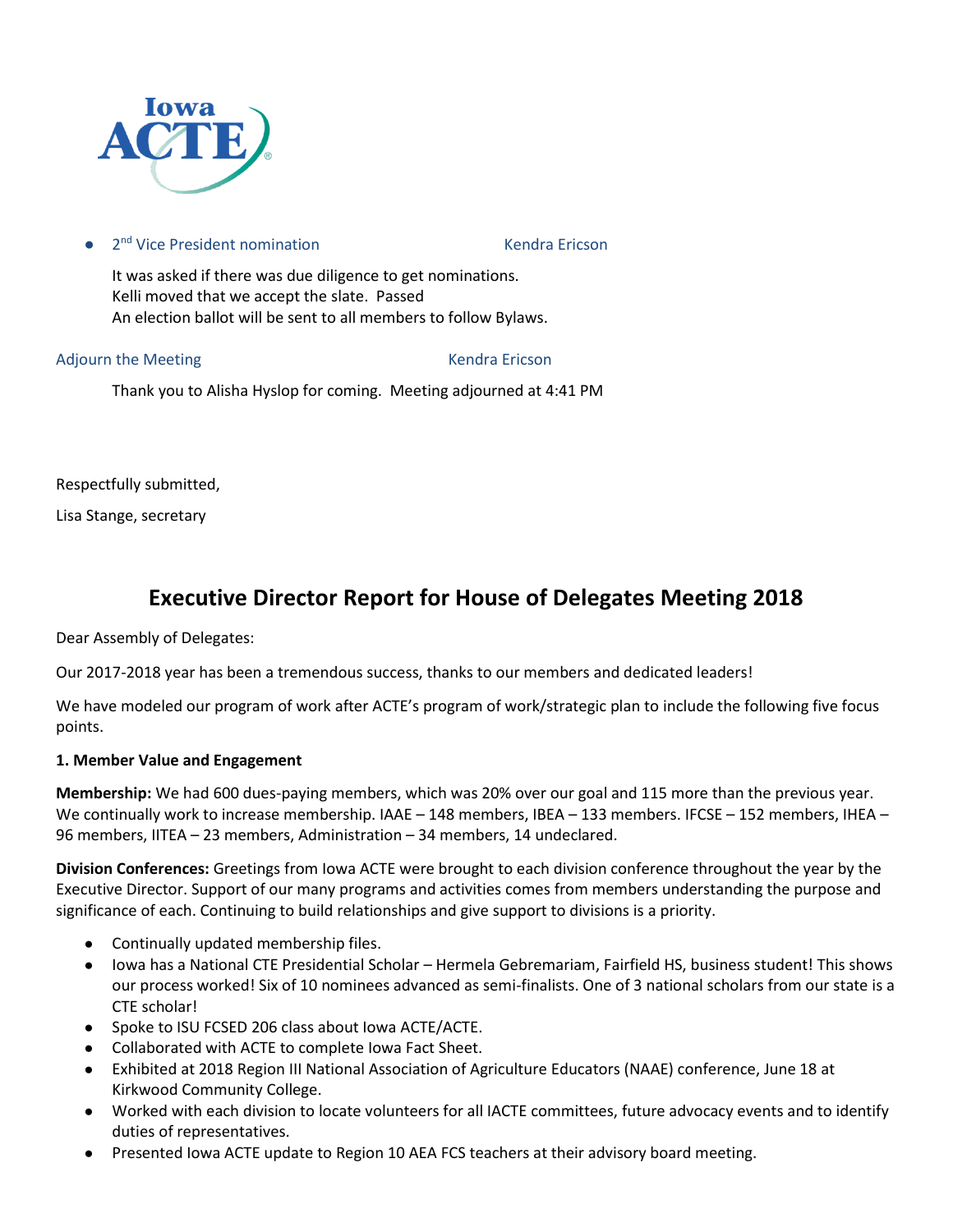- 2nd Vice President nomination Kendra Ericson

  It was asked if there was due diligence to get nominations.
  Kelli moved that we accept the slate. Passed
  An election ballot will be sent to all members to follow Bylaws.

Adjourn the Meeting Kendra Ericson

Thank you to Alisha Hyslop for coming. Meeting adjourned at 4:41 PM

Respectfully submitted,

Lisa Stange, secretary

# Executive Director Report for House of Delegates Meeting 2018

Dear Assembly of Delegates:

Our 2017-2018 year has been a tremendous success, thanks to our members and dedicated leaders!

We have modeled our program of work after ACTE's program of work/strategic plan to include the following five focus points.

**1. Member Value and Engagement**

**Membership:** We had 600 dues-paying members, which was 20% over our goal and 115 more than the previous year. We continually work to increase membership. IAAE – 148 members, IBEA – 133 members. IFCSE – 152 members, IHEA – 96 members, IITEA – 23 members, Administration – 34 members, 14 undeclared.

**Division Conferences:** Greetings from Iowa ACTE were brought to each division conference throughout the year by the Executive Director. Support of our many programs and activities comes from members understanding the purpose and significance of each. Continuing to build relationships and give support to divisions is a priority.

- Continually updated membership files.
- Iowa has a National CTE Presidential Scholar – Hermela Gebremariam, Fairfield HS, business student! This shows our process worked! Six of 10 nominees advanced as semi-finalists. One of 3 national scholars from our state is a CTE scholar!
- Spoke to ISU FCSED 206 class about Iowa ACTE/ACTE.
- Collaborated with ACTE to complete Iowa Fact Sheet.
- Exhibited at 2018 Region III National Association of Agriculture Educators (NAAE) conference, June 18 at Kirkwood Community College.
- Worked with each division to locate volunteers for all IACTE committees, future advocacy events and to identify duties of representatives.
- Presented Iowa ACTE update to Region 10 AEA FCS teachers at their advisory board meeting.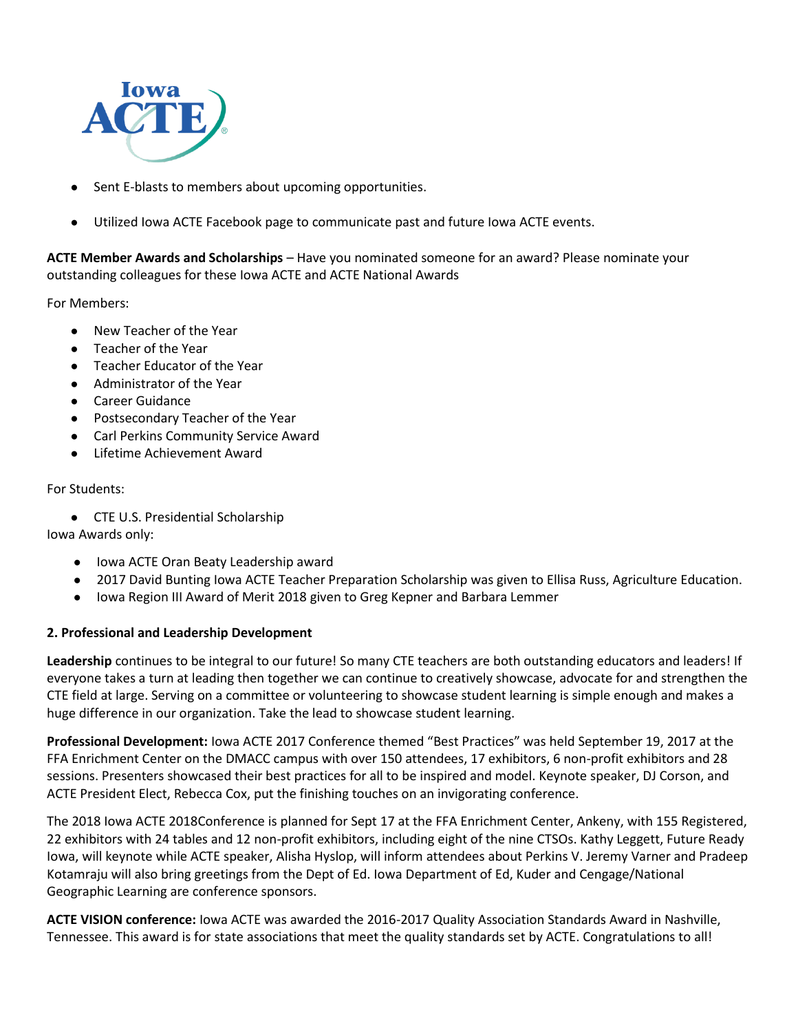- Sent E-blasts to members about upcoming opportunities.
- Utilized Iowa ACTE Facebook page to communicate past and future Iowa ACTE events.

**ACTE Member Awards and Scholarships** – Have you nominated someone for an award? Please nominate your outstanding colleagues for these Iowa ACTE and ACTE National Awards

For Members:

- New Teacher of the Year
- Teacher of the Year
- Teacher Educator of the Year
- Administrator of the Year
- Career Guidance
- Postsecondary Teacher of the Year
- Carl Perkins Community Service Award
- Lifetime Achievement Award

For Students:

- CTE U.S. Presidential Scholarship

Iowa Awards only:

- Iowa ACTE Oran Beaty Leadership award
- 2017 David Bunting Iowa ACTE Teacher Preparation Scholarship was given to Ellisa Russ, Agriculture Education.
- Iowa Region III Award of Merit 2018 given to Greg Kepner and Barbara Lemmer

**2. Professional and Leadership Development**

**Leadership** continues to be integral to our future! So many CTE teachers are both outstanding educators and leaders! If everyone takes a turn at leading then together we can continue to creatively showcase, advocate for and strengthen the CTE field at large. Serving on a committee or volunteering to showcase student learning is simple enough and makes a huge difference in our organization. Take the lead to showcase student learning.

**Professional Development:** Iowa ACTE 2017 Conference themed "Best Practices" was held September 19, 2017 at the FFA Enrichment Center on the DMACC campus with over 150 attendees, 17 exhibitors, 6 non-profit exhibitors and 28 sessions. Presenters showcased their best practices for all to be inspired and model. Keynote speaker, DJ Corson, and ACTE President Elect, Rebecca Cox, put the finishing touches on an invigorating conference.

The 2018 Iowa ACTE 2018Conference is planned for Sept 17 at the FFA Enrichment Center, Ankeny, with 155 Registered, 22 exhibitors with 24 tables and 12 non-profit exhibitors, including eight of the nine CTSOs. Kathy Leggett, Future Ready Iowa, will keynote while ACTE speaker, Alisha Hyslop, will inform attendees about Perkins V. Jeremy Varner and Pradeep Kotamraju will also bring greetings from the Dept of Ed. Iowa Department of Ed, Kuder and Cengage/National Geographic Learning are conference sponsors.

**ACTE VISION conference:** Iowa ACTE was awarded the 2016-2017 Quality Association Standards Award in Nashville, Tennessee. This award is for state associations that meet the quality standards set by ACTE. Congratulations to all!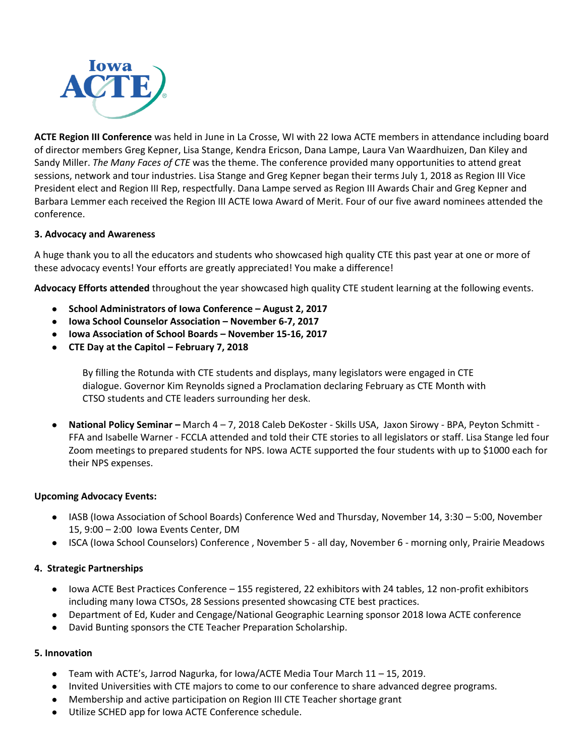**ACTE Region III Conference** was held in June in La Crosse, WI with 22 Iowa ACTE members in attendance including board of director members Greg Kepner, Lisa Stange, Kendra Ericson, Dana Lampe, Laura Van Waardhuizen, Dan Kiley and Sandy Miller. *The Many Faces of CTE* was the theme. The conference provided many opportunities to attend great sessions, network and tour industries. Lisa Stange and Greg Kepner began their terms July 1, 2018 as Region III Vice President elect and Region III Rep, respectfully. Dana Lampe served as Region III Awards Chair and Greg Kepner and Barbara Lemmer each received the Region III ACTE Iowa Award of Merit. Four of our five award nominees attended the conference.

**3. Advocacy and Awareness**

A huge thank you to all the educators and students who showcased high quality CTE this past year at one or more of these advocacy events! Your efforts are greatly appreciated! You make a difference!

**Advocacy Efforts attended** throughout the year showcased high quality CTE student learning at the following events.

- **School Administrators of Iowa Conference – August 2, 2017**
- **Iowa School Counselor Association – November 6-7, 2017**
- **Iowa Association of School Boards – November 15-16, 2017**
- **CTE Day at the Capitol – February 7, 2018**

  By filling the Rotunda with CTE students and displays, many legislators were engaged in CTE dialogue. Governor Kim Reynolds signed a Proclamation declaring February as CTE Month with CTSO students and CTE leaders surrounding her desk.

- **National Policy Seminar –** March 4 – 7, 2018 Caleb DeKoster - Skills USA, Jaxon Sirowy - BPA, Peyton Schmitt - FFA and Isabelle Warner - FCCLA attended and told their CTE stories to all legislators or staff. Lisa Stange led four Zoom meetings to prepared students for NPS. Iowa ACTE supported the four students with up to $1000 each for their NPS expenses.

**Upcoming Advocacy Events:**

- IASB (Iowa Association of School Boards) Conference Wed and Thursday, November 14, 3:30 – 5:00, November 15, 9:00 – 2:00 Iowa Events Center, DM
- ISCA (Iowa School Counselors) Conference , November 5 - all day, November 6 - morning only, Prairie Meadows

**4. Strategic Partnerships**

- Iowa ACTE Best Practices Conference – 155 registered, 22 exhibitors with 24 tables, 12 non-profit exhibitors including many Iowa CTSOs, 28 Sessions presented showcasing CTE best practices.
- Department of Ed, Kuder and Cengage/National Geographic Learning sponsor 2018 Iowa ACTE conference
- David Bunting sponsors the CTE Teacher Preparation Scholarship.

**5. Innovation**

- Team with ACTE's, Jarrod Nagurka, for Iowa/ACTE Media Tour March 11 – 15, 2019.
- Invited Universities with CTE majors to come to our conference to share advanced degree programs.
- Membership and active participation on Region III CTE Teacher shortage grant
- Utilize SCHED app for Iowa ACTE Conference schedule.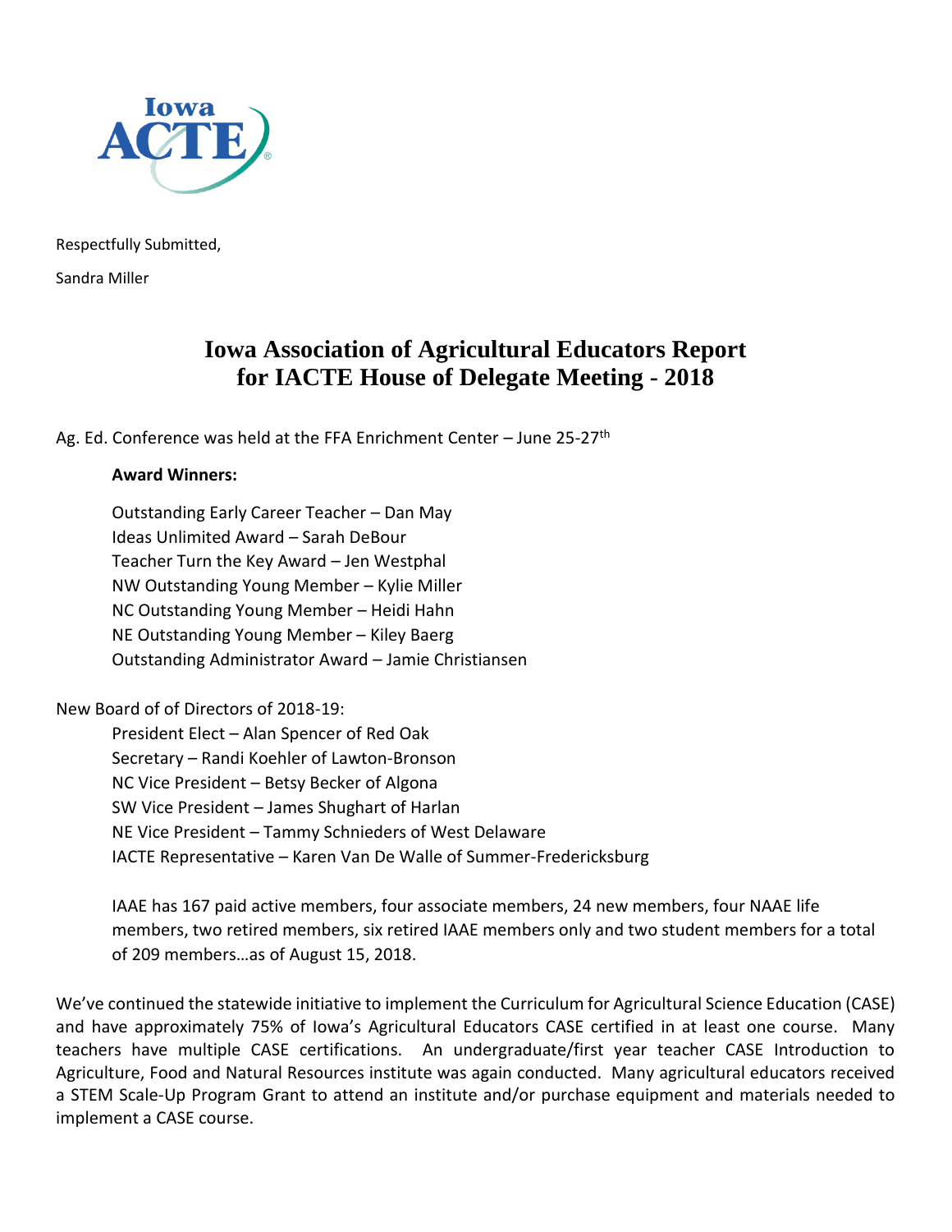Respectfully Submitted,

Sandra Miller

# Iowa Association of Agricultural Educators Report for IACTE House of Delegate Meeting - 2018

Ag. Ed. Conference was held at the FFA Enrichment Center – June 25-27th

**Award Winners:**

Outstanding Early Career Teacher – Dan May
Ideas Unlimited Award – Sarah DeBour
Teacher Turn the Key Award – Jen Westphal
NW Outstanding Young Member – Kylie Miller
NC Outstanding Young Member – Heidi Hahn
NE Outstanding Young Member – Kiley Baerg
Outstanding Administrator Award – Jamie Christiansen

New Board of of Directors of 2018-19:

President Elect – Alan Spencer of Red Oak
Secretary – Randi Koehler of Lawton-Bronson
NC Vice President – Betsy Becker of Algona
SW Vice President – James Shughart of Harlan
NE Vice President – Tammy Schnieders of West Delaware
IACTE Representative – Karen Van De Walle of Summer-Fredericksburg

IAAE has 167 paid active members, four associate members, 24 new members, four NAAE life members, two retired members, six retired IAAE members only and two student members for a total of 209 members…as of August 15, 2018.

We've continued the statewide initiative to implement the Curriculum for Agricultural Science Education (CASE) and have approximately 75% of Iowa's Agricultural Educators CASE certified in at least one course. Many teachers have multiple CASE certifications. An undergraduate/first year teacher CASE Introduction to Agriculture, Food and Natural Resources institute was again conducted. Many agricultural educators received a STEM Scale-Up Program Grant to attend an institute and/or purchase equipment and materials needed to implement a CASE course.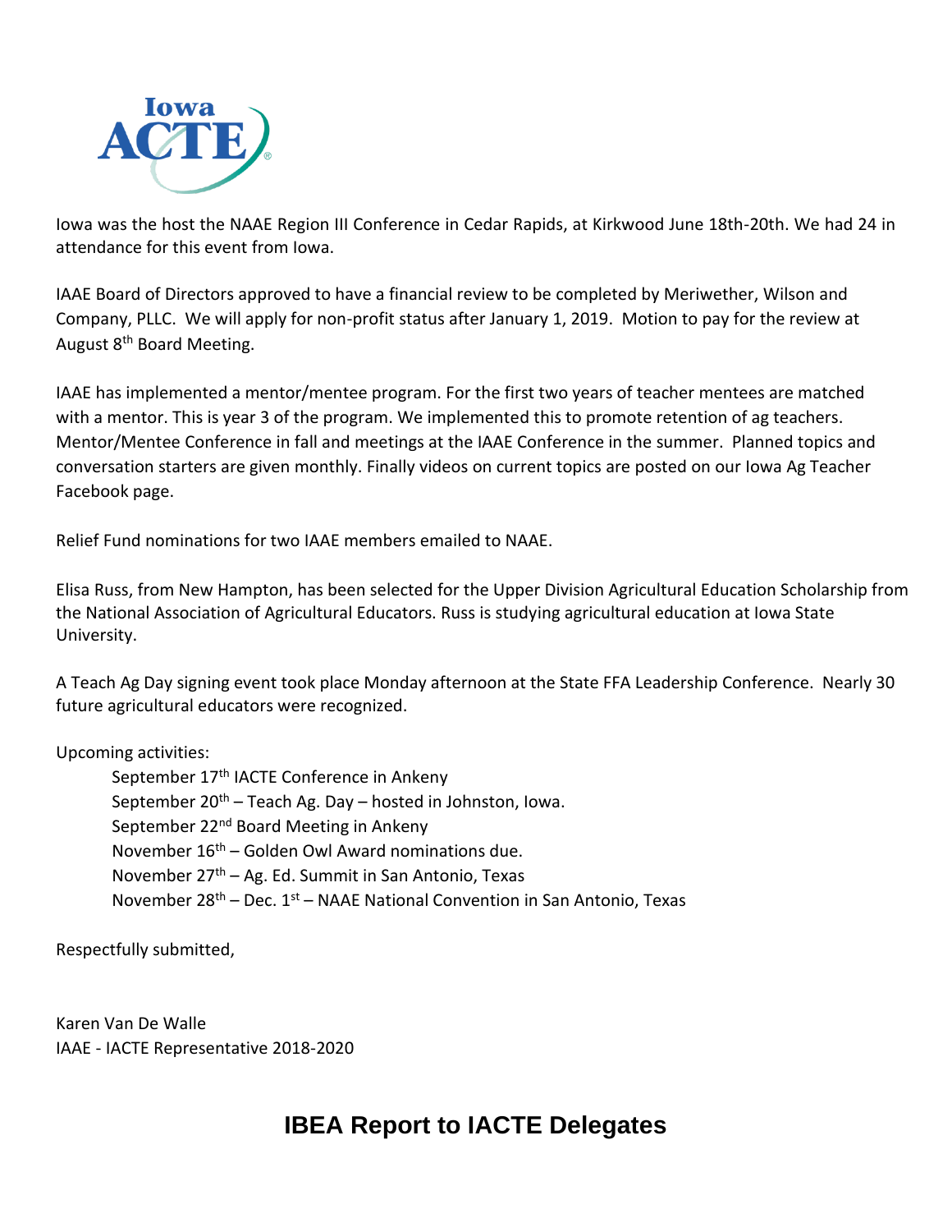Iowa was the host the NAAE Region III Conference in Cedar Rapids, at Kirkwood June 18th-20th. We had 24 in attendance for this event from Iowa.

IAAE Board of Directors approved to have a financial review to be completed by Meriwether, Wilson and Company, PLLC. We will apply for non-profit status after January 1, 2019. Motion to pay for the review at August 8th Board Meeting.

IAAE has implemented a mentor/mentee program. For the first two years of teacher mentees are matched with a mentor. This is year 3 of the program. We implemented this to promote retention of ag teachers. Mentor/Mentee Conference in fall and meetings at the IAAE Conference in the summer. Planned topics and conversation starters are given monthly. Finally videos on current topics are posted on our Iowa Ag Teacher Facebook page.

Relief Fund nominations for two IAAE members emailed to NAAE.

Elisa Russ, from New Hampton, has been selected for the Upper Division Agricultural Education Scholarship from the National Association of Agricultural Educators. Russ is studying agricultural education at Iowa State University.

A Teach Ag Day signing event took place Monday afternoon at the State FFA Leadership Conference. Nearly 30 future agricultural educators were recognized.

Upcoming activities:

- September 17th IACTE Conference in Ankeny
- September 20th – Teach Ag. Day – hosted in Johnston, Iowa.
- September 22nd Board Meeting in Ankeny
- November 16th – Golden Owl Award nominations due.
- November 27th – Ag. Ed. Summit in San Antonio, Texas
- November 28th – Dec. 1st – NAAE National Convention in San Antonio, Texas

Respectfully submitted,

Karen Van De Walle
IAAE - IACTE Representative 2018-2020

# IBEA Report to IACTE Delegates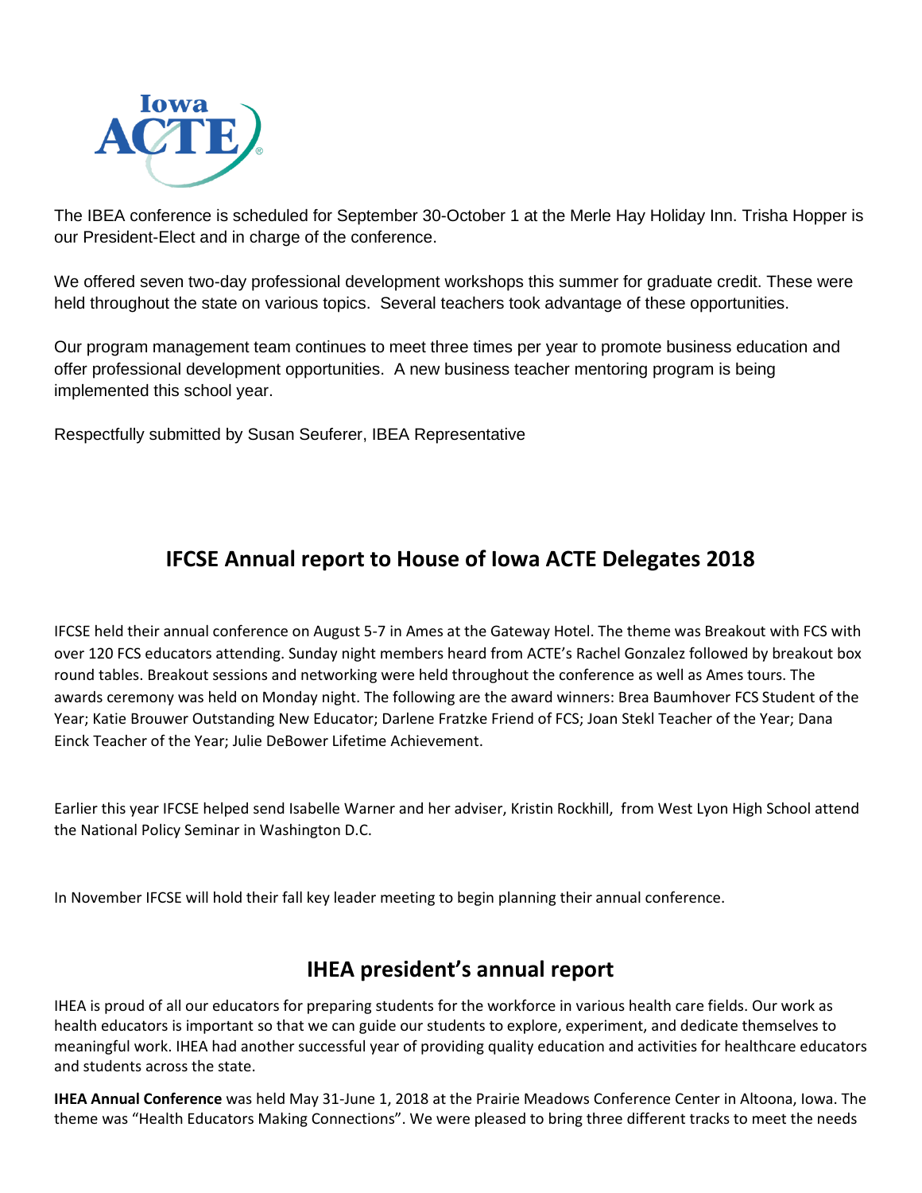The IBEA conference is scheduled for September 30-October 1 at the Merle Hay Holiday Inn. Trisha Hopper is our President-Elect and in charge of the conference.

We offered seven two-day professional development workshops this summer for graduate credit. These were held throughout the state on various topics. Several teachers took advantage of these opportunities.

Our program management team continues to meet three times per year to promote business education and offer professional development opportunities. A new business teacher mentoring program is being implemented this school year.

Respectfully submitted by Susan Seuferer, IBEA Representative

## IFCSE Annual report to House of Iowa ACTE Delegates 2018

IFCSE held their annual conference on August 5-7 in Ames at the Gateway Hotel. The theme was Breakout with FCS with over 120 FCS educators attending. Sunday night members heard from ACTE's Rachel Gonzalez followed by breakout box round tables. Breakout sessions and networking were held throughout the conference as well as Ames tours. The awards ceremony was held on Monday night. The following are the award winners: Brea Baumhover FCS Student of the Year; Katie Brouwer Outstanding New Educator; Darlene Fratzke Friend of FCS; Joan Stekl Teacher of the Year; Dana Einck Teacher of the Year; Julie DeBower Lifetime Achievement.

Earlier this year IFCSE helped send Isabelle Warner and her adviser, Kristin Rockhill, from West Lyon High School attend the National Policy Seminar in Washington D.C.

In November IFCSE will hold their fall key leader meeting to begin planning their annual conference.

## IHEA president's annual report

IHEA is proud of all our educators for preparing students for the workforce in various health care fields. Our work as health educators is important so that we can guide our students to explore, experiment, and dedicate themselves to meaningful work. IHEA had another successful year of providing quality education and activities for healthcare educators and students across the state.

**IHEA Annual Conference** was held May 31-June 1, 2018 at the Prairie Meadows Conference Center in Altoona, Iowa. The theme was "Health Educators Making Connections". We were pleased to bring three different tracks to meet the needs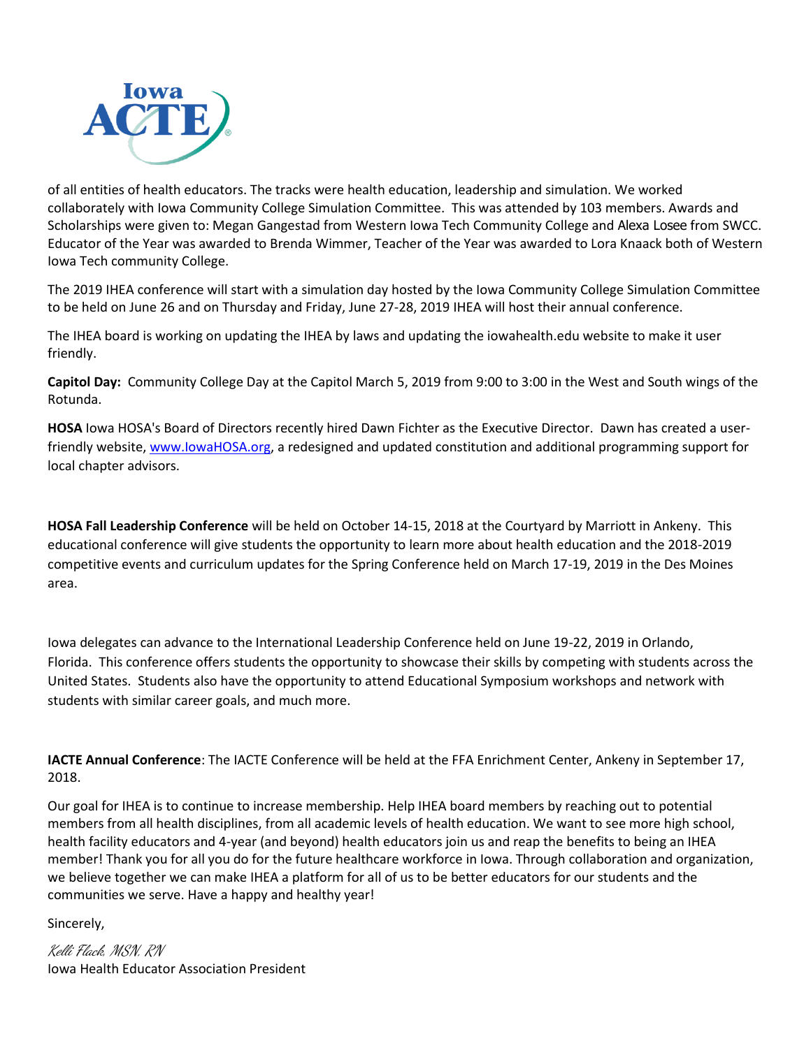of all entities of health educators. The tracks were health education, leadership and simulation. We worked collaborately with Iowa Community College Simulation Committee. This was attended by 103 members. Awards and Scholarships were given to: Megan Gangestad from Western Iowa Tech Community College and Alexa Losee from SWCC. Educator of the Year was awarded to Brenda Wimmer, Teacher of the Year was awarded to Lora Knaack both of Western Iowa Tech community College.

The 2019 IHEA conference will start with a simulation day hosted by the Iowa Community College Simulation Committee to be held on June 26 and on Thursday and Friday, June 27-28, 2019 IHEA will host their annual conference.

The IHEA board is working on updating the IHEA by laws and updating the iowahealth.edu website to make it user friendly.

**Capitol Day:** Community College Day at the Capitol March 5, 2019 from 9:00 to 3:00 in the West and South wings of the Rotunda.

**HOSA** Iowa HOSA's Board of Directors recently hired Dawn Fichter as the Executive Director. Dawn has created a user-friendly website, [www.IowaHOSA.org](http://www.IowaHOSA.org), a redesigned and updated constitution and additional programming support for local chapter advisors.

**HOSA Fall Leadership Conference** will be held on October 14-15, 2018 at the Courtyard by Marriott in Ankeny. This educational conference will give students the opportunity to learn more about health education and the 2018-2019 competitive events and curriculum updates for the Spring Conference held on March 17-19, 2019 in the Des Moines area.

Iowa delegates can advance to the International Leadership Conference held on June 19-22, 2019 in Orlando, Florida. This conference offers students the opportunity to showcase their skills by competing with students across the United States. Students also have the opportunity to attend Educational Symposium workshops and network with students with similar career goals, and much more.

**IACTE Annual Conference**: The IACTE Conference will be held at the FFA Enrichment Center, Ankeny in September 17, 2018.

Our goal for IHEA is to continue to increase membership. Help IHEA board members by reaching out to potential members from all health disciplines, from all academic levels of health education. We want to see more high school, health facility educators and 4-year (and beyond) health educators join us and reap the benefits to being an IHEA member! Thank you for all you do for the future healthcare workforce in Iowa. Through collaboration and organization, we believe together we can make IHEA a platform for all of us to be better educators for our students and the communities we serve. Have a happy and healthy year!

Sincerely,

*Kelli Flack, MSN, RN*
Iowa Health Educator Association President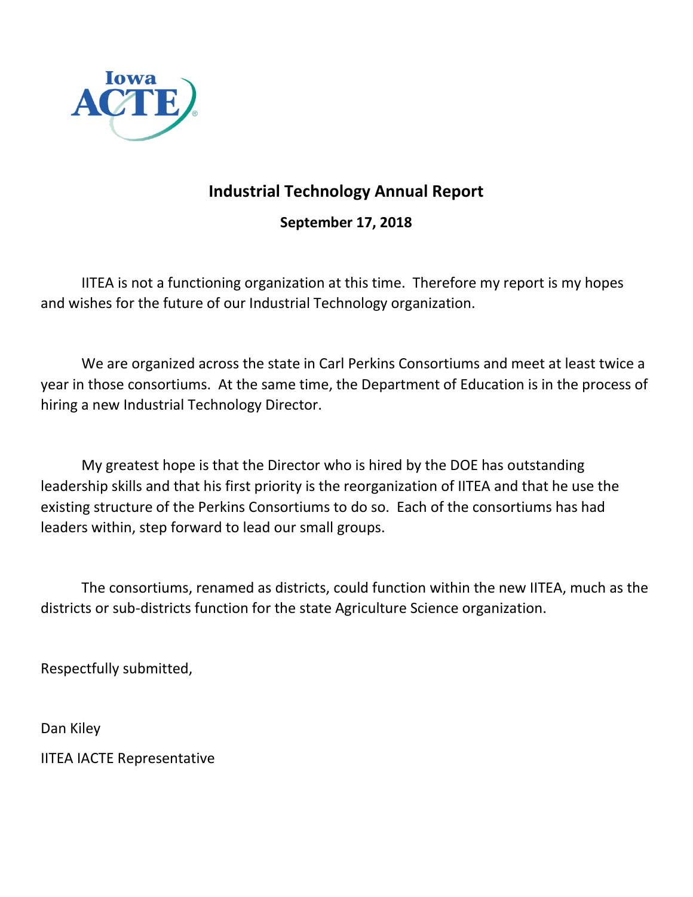Iowa ACTE

# Industrial Technology Annual Report

**September 17, 2018**

IITEA is not a functioning organization at this time. Therefore my report is my hopes and wishes for the future of our Industrial Technology organization.

We are organized across the state in Carl Perkins Consortiums and meet at least twice a year in those consortiums. At the same time, the Department of Education is in the process of hiring a new Industrial Technology Director.

My greatest hope is that the Director who is hired by the DOE has outstanding leadership skills and that his first priority is the reorganization of IITEA and that he use the existing structure of the Perkins Consortiums to do so. Each of the consortiums has had leaders within, step forward to lead our small groups.

The consortiums, renamed as districts, could function within the new IITEA, much as the districts or sub-districts function for the state Agriculture Science organization.

Respectfully submitted,

Dan Kiley

IITEA IACTE Representative